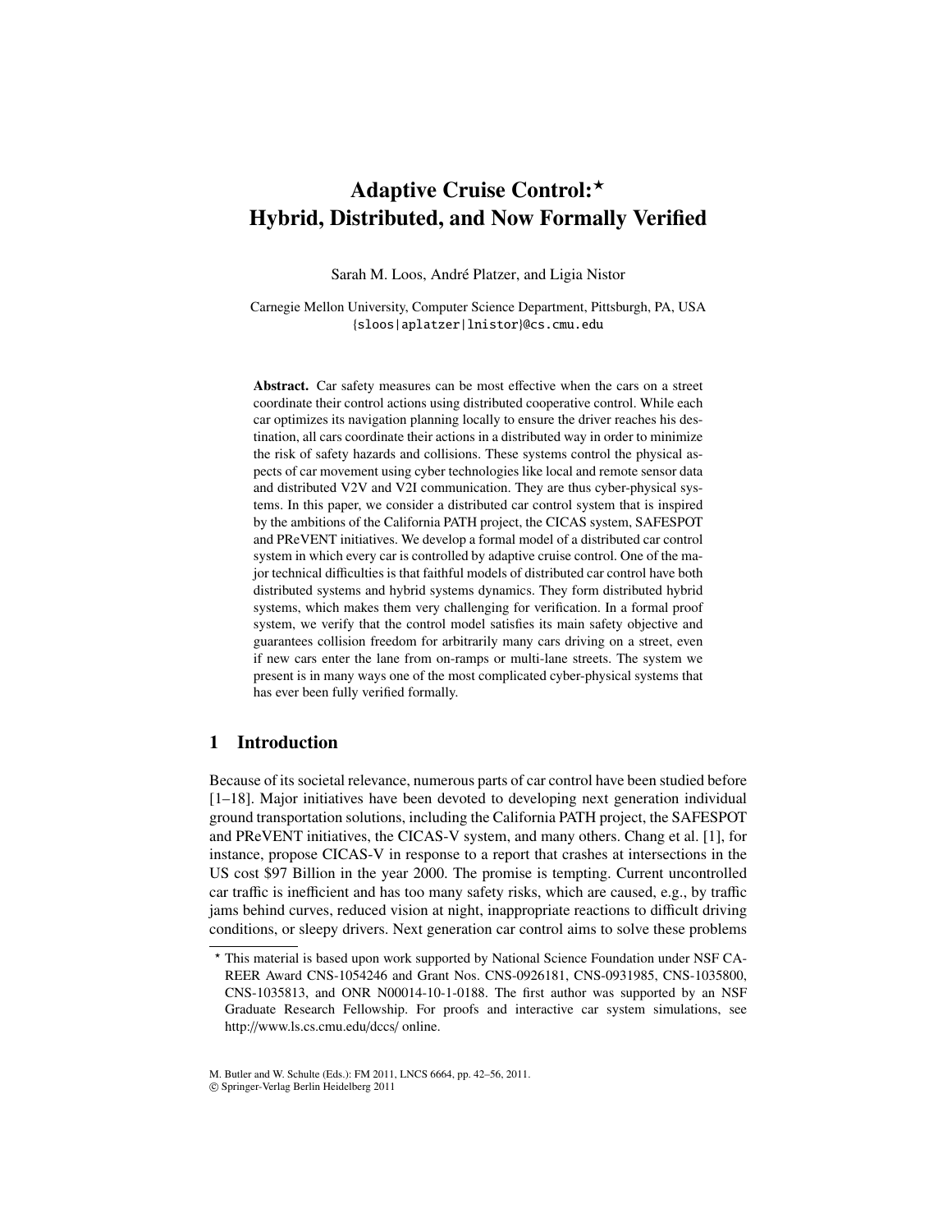# Adaptive Cruise Control:* Hybrid, Distributed, and Now Formally Verified

Sarah M. Loos, André Platzer, and Ligia Nistor

Carnegie Mellon University, Computer Science Department, Pittsburgh, PA, USA
{sloos|aplatzer|lnistor}@cs.cmu.edu

**Abstract.** Car safety measures can be most effective when the cars on a street coordinate their control actions using distributed cooperative control. While each car optimizes its navigation planning locally to ensure the driver reaches his destination, all cars coordinate their actions in a distributed way in order to minimize the risk of safety hazards and collisions. These systems control the physical aspects of car movement using cyber technologies like local and remote sensor data and distributed V2V and V2I communication. They are thus cyber-physical systems. In this paper, we consider a distributed car control system that is inspired by the ambitions of the California PATH project, the CICAS system, SAFESPOT and PReVENT initiatives. We develop a formal model of a distributed car control system in which every car is controlled by adaptive cruise control. One of the major technical difficulties is that faithful models of distributed car control have both distributed systems and hybrid systems dynamics. They form distributed hybrid systems, which makes them very challenging for verification. In a formal proof system, we verify that the control model satisfies its main safety objective and guarantees collision freedom for arbitrarily many cars driving on a street, even if new cars enter the lane from on-ramps or multi-lane streets. The system we present is in many ways one of the most complicated cyber-physical systems that has ever been fully verified formally.

## 1 Introduction

Because of its societal relevance, numerous parts of car control have been studied before [1–18]. Major initiatives have been devoted to developing next generation individual ground transportation solutions, including the California PATH project, the SAFESPOT and PReVENT initiatives, the CICAS-V system, and many others. Chang et al. [1], for instance, propose CICAS-V in response to a report that crashes at intersections in the US cost $97 Billion in the year 2000. The promise is tempting. Current uncontrolled car traffic is inefficient and has too many safety risks, which are caused, e.g., by traffic jams behind curves, reduced vision at night, inappropriate reactions to difficult driving conditions, or sleepy drivers. Next generation car control aims to solve these problems

* This material is based upon work supported by National Science Foundation under NSF CAREER Award CNS-1054246 and Grant Nos. CNS-0926181, CNS-0931985, CNS-1035800, CNS-1035813, and ONR N00014-10-1-0188. The first author was supported by an NSF Graduate Research Fellowship. For proofs and interactive car system simulations, see http://www.ls.cs.cmu.edu/dccs/ online.

M. Butler and W. Schulte (Eds.): FM 2011, LNCS 6664, pp. 42–56, 2011.
© Springer-Verlag Berlin Heidelberg 2011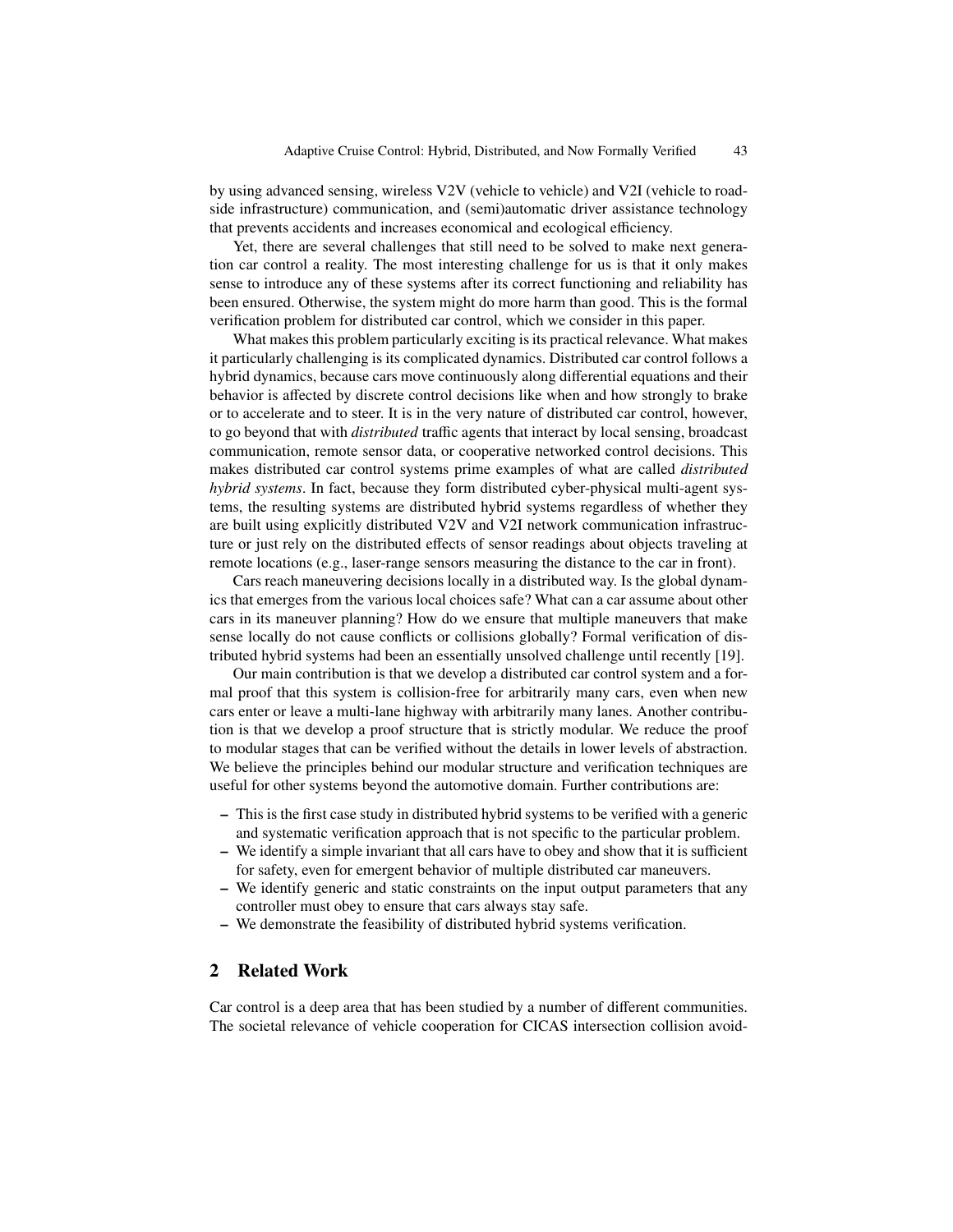by using advanced sensing, wireless V2V (vehicle to vehicle) and V2I (vehicle to roadside infrastructure) communication, and (semi)automatic driver assistance technology that prevents accidents and increases economical and ecological efficiency.

Yet, there are several challenges that still need to be solved to make next generation car control a reality. The most interesting challenge for us is that it only makes sense to introduce any of these systems after its correct functioning and reliability has been ensured. Otherwise, the system might do more harm than good. This is the formal verification problem for distributed car control, which we consider in this paper.

What makes this problem particularly exciting is its practical relevance. What makes it particularly challenging is its complicated dynamics. Distributed car control follows a hybrid dynamics, because cars move continuously along differential equations and their behavior is affected by discrete control decisions like when and how strongly to brake or to accelerate and to steer. It is in the very nature of distributed car control, however, to go beyond that with *distributed* traffic agents that interact by local sensing, broadcast communication, remote sensor data, or cooperative networked control decisions. This makes distributed car control systems prime examples of what are called *distributed hybrid systems*. In fact, because they form distributed cyber-physical multi-agent systems, the resulting systems are distributed hybrid systems regardless of whether they are built using explicitly distributed V2V and V2I network communication infrastructure or just rely on the distributed effects of sensor readings about objects traveling at remote locations (e.g., laser-range sensors measuring the distance to the car in front).

Cars reach maneuvering decisions locally in a distributed way. Is the global dynamics that emerges from the various local choices safe? What can a car assume about other cars in its maneuver planning? How do we ensure that multiple maneuvers that make sense locally do not cause conflicts or collisions globally? Formal verification of distributed hybrid systems had been an essentially unsolved challenge until recently [19].

Our main contribution is that we develop a distributed car control system and a formal proof that this system is collision-free for arbitrarily many cars, even when new cars enter or leave a multi-lane highway with arbitrarily many lanes. Another contribution is that we develop a proof structure that is strictly modular. We reduce the proof to modular stages that can be verified without the details in lower levels of abstraction. We believe the principles behind our modular structure and verification techniques are useful for other systems beyond the automotive domain. Further contributions are:

- This is the first case study in distributed hybrid systems to be verified with a generic and systematic verification approach that is not specific to the particular problem.
- We identify a simple invariant that all cars have to obey and show that it is sufficient for safety, even for emergent behavior of multiple distributed car maneuvers.
- We identify generic and static constraints on the input output parameters that any controller must obey to ensure that cars always stay safe.
- We demonstrate the feasibility of distributed hybrid systems verification.

## 2 Related Work

Car control is a deep area that has been studied by a number of different communities. The societal relevance of vehicle cooperation for CICAS intersection collision avoid-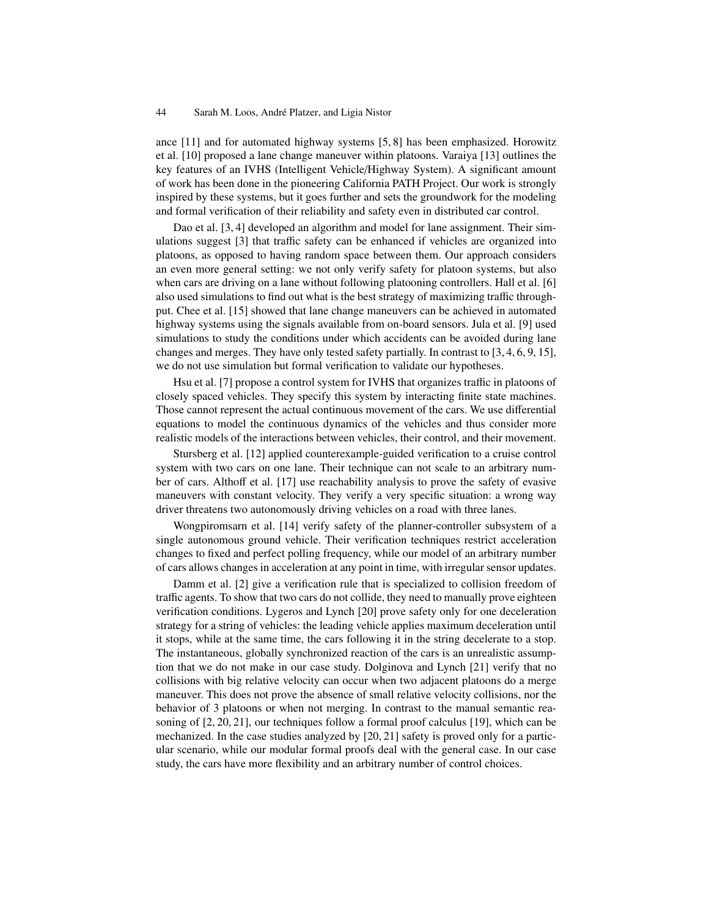ance [11] and for automated highway systems [5, 8] has been emphasized. Horowitz et al. [10] proposed a lane change maneuver within platoons. Varaiya [13] outlines the key features of an IVHS (Intelligent Vehicle/Highway System). A significant amount of work has been done in the pioneering California PATH Project. Our work is strongly inspired by these systems, but it goes further and sets the groundwork for the modeling and formal verification of their reliability and safety even in distributed car control.

Dao et al. [3, 4] developed an algorithm and model for lane assignment. Their simulations suggest [3] that traffic safety can be enhanced if vehicles are organized into platoons, as opposed to having random space between them. Our approach considers an even more general setting: we not only verify safety for platoon systems, but also when cars are driving on a lane without following platooning controllers. Hall et al. [6] also used simulations to find out what is the best strategy of maximizing traffic throughput. Chee et al. [15] showed that lane change maneuvers can be achieved in automated highway systems using the signals available from on-board sensors. Jula et al. [9] used simulations to study the conditions under which accidents can be avoided during lane changes and merges. They have only tested safety partially. In contrast to [3, 4, 6, 9, 15], we do not use simulation but formal verification to validate our hypotheses.

Hsu et al. [7] propose a control system for IVHS that organizes traffic in platoons of closely spaced vehicles. They specify this system by interacting finite state machines. Those cannot represent the actual continuous movement of the cars. We use differential equations to model the continuous dynamics of the vehicles and thus consider more realistic models of the interactions between vehicles, their control, and their movement.

Stursberg et al. [12] applied counterexample-guided verification to a cruise control system with two cars on one lane. Their technique can not scale to an arbitrary number of cars. Althoff et al. [17] use reachability analysis to prove the safety of evasive maneuvers with constant velocity. They verify a very specific situation: a wrong way driver threatens two autonomously driving vehicles on a road with three lanes.

Wongpiromsarn et al. [14] verify safety of the planner-controller subsystem of a single autonomous ground vehicle. Their verification techniques restrict acceleration changes to fixed and perfect polling frequency, while our model of an arbitrary number of cars allows changes in acceleration at any point in time, with irregular sensor updates.

Damm et al. [2] give a verification rule that is specialized to collision freedom of traffic agents. To show that two cars do not collide, they need to manually prove eighteen verification conditions. Lygeros and Lynch [20] prove safety only for one deceleration strategy for a string of vehicles: the leading vehicle applies maximum deceleration until it stops, while at the same time, the cars following it in the string decelerate to a stop. The instantaneous, globally synchronized reaction of the cars is an unrealistic assumption that we do not make in our case study. Dolginova and Lynch [21] verify that no collisions with big relative velocity can occur when two adjacent platoons do a merge maneuver. This does not prove the absence of small relative velocity collisions, nor the behavior of 3 platoons or when not merging. In contrast to the manual semantic reasoning of [2, 20, 21], our techniques follow a formal proof calculus [19], which can be mechanized. In the case studies analyzed by [20, 21] safety is proved only for a particular scenario, while our modular formal proofs deal with the general case. In our case study, the cars have more flexibility and an arbitrary number of control choices.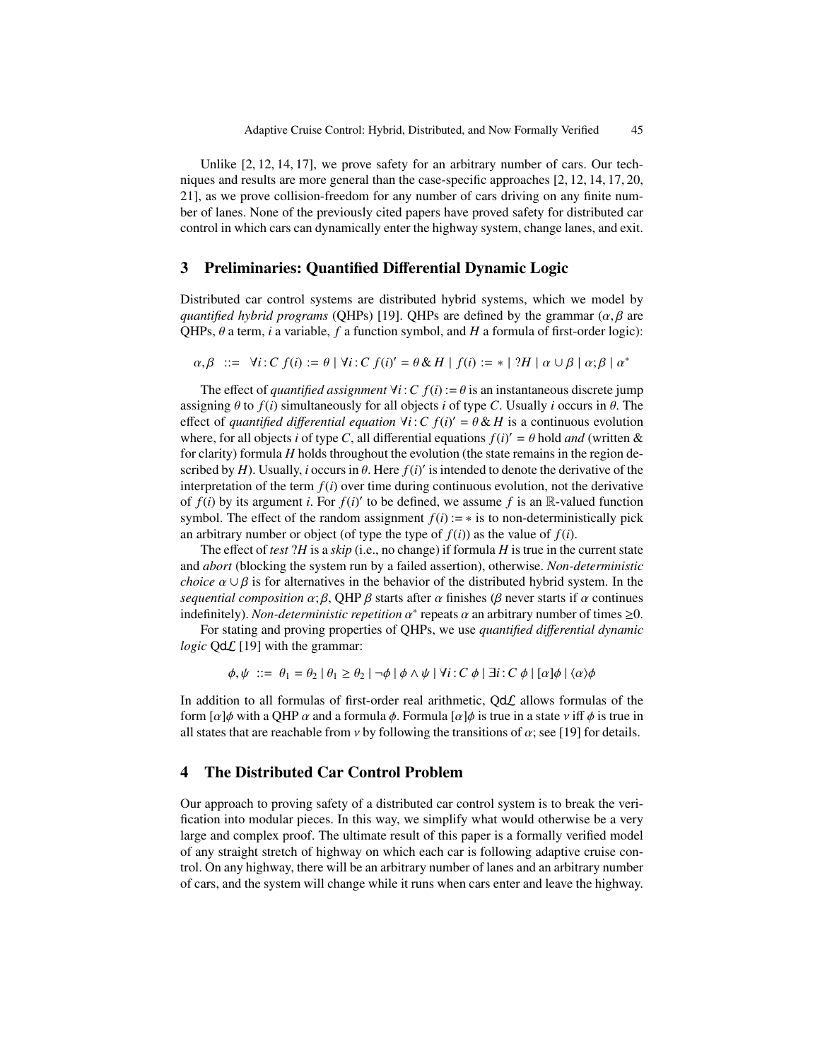Unlike [2, 12, 14, 17], we prove safety for an arbitrary number of cars. Our techniques and results are more general than the case-specific approaches [2, 12, 14, 17, 20, 21], as we prove collision-freedom for any number of cars driving on any finite number of lanes. None of the previously cited papers have proved safety for distributed car control in which cars can dynamically enter the highway system, change lanes, and exit.

## 3 Preliminaries: Quantified Differential Dynamic Logic

Distributed car control systems are distributed hybrid systems, which we model by *quantified hybrid programs* (QHPs) [19]. QHPs are defined by the grammar ($\alpha, \beta$ are QHPs, $\theta$ a term, $i$ a variable, $f$ a function symbol, and $H$ a formula of first-order logic):

$$\alpha, \beta \ ::= \ \forall i : C\ f(i) := \theta \mid \forall i : C\ f(i)' = \theta \,\&\, H \mid f(i) := * \mid ?H \mid \alpha \cup \beta \mid \alpha ; \beta \mid \alpha^*$$

The effect of *quantified assignment* $\forall i : C\ f(i) := \theta$ is an instantaneous discrete jump assigning $\theta$ to $f(i)$ simultaneously for all objects $i$ of type $C$. Usually $i$ occurs in $\theta$. The effect of *quantified differential equation* $\forall i : C\ f(i)' = \theta \,\&\, H$ is a continuous evolution where, for all objects $i$ of type $C$, all differential equations $f(i)' = \theta$ hold *and* (written & for clarity) formula $H$ holds throughout the evolution (the state remains in the region described by $H$). Usually, $i$ occurs in $\theta$. Here $f(i)'$ is intended to denote the derivative of the interpretation of the term $f(i)$ over time during continuous evolution, not the derivative of $f(i)$ by its argument $i$. For $f(i)'$ to be defined, we assume $f$ is an $\mathbb{R}$-valued function symbol. The effect of the random assignment $f(i) := *$ is to non-deterministically pick an arbitrary number or object (of type the type of $f(i)$) as the value of $f(i)$.

The effect of *test* $?H$ is a *skip* (i.e., no change) if formula $H$ is true in the current state and *abort* (blocking the system run by a failed assertion), otherwise. *Non-deterministic choice* $\alpha \cup \beta$ is for alternatives in the behavior of the distributed hybrid system. In the *sequential composition* $\alpha ; \beta$, QHP $\beta$ starts after $\alpha$ finishes ($\beta$ never starts if $\alpha$ continues indefinitely). *Non-deterministic repetition* $\alpha^*$ repeats $\alpha$ an arbitrary number of times $\geq 0$.

For stating and proving properties of QHPs, we use *quantified differential dynamic logic* $\mathsf{Qd}\mathcal{L}$ [19] with the grammar:

$$\phi, \psi \ ::= \ \theta_1 = \theta_2 \mid \theta_1 \geq \theta_2 \mid \neg\phi \mid \phi \wedge \psi \mid \forall i : C\ \phi \mid \exists i : C\ \phi \mid [\alpha]\phi \mid \langle\alpha\rangle\phi$$

In addition to all formulas of first-order real arithmetic, $\mathsf{Qd}\mathcal{L}$ allows formulas of the form $[\alpha]\phi$ with a QHP $\alpha$ and a formula $\phi$. Formula $[\alpha]\phi$ is true in a state $\nu$ iff $\phi$ is true in all states that are reachable from $\nu$ by following the transitions of $\alpha$; see [19] for details.

## 4 The Distributed Car Control Problem

Our approach to proving safety of a distributed car control system is to break the verification into modular pieces. In this way, we simplify what would otherwise be a very large and complex proof. The ultimate result of this paper is a formally verified model of any straight stretch of highway on which each car is following adaptive cruise control. On any highway, there will be an arbitrary number of lanes and an arbitrary number of cars, and the system will change while it runs when cars enter and leave the highway.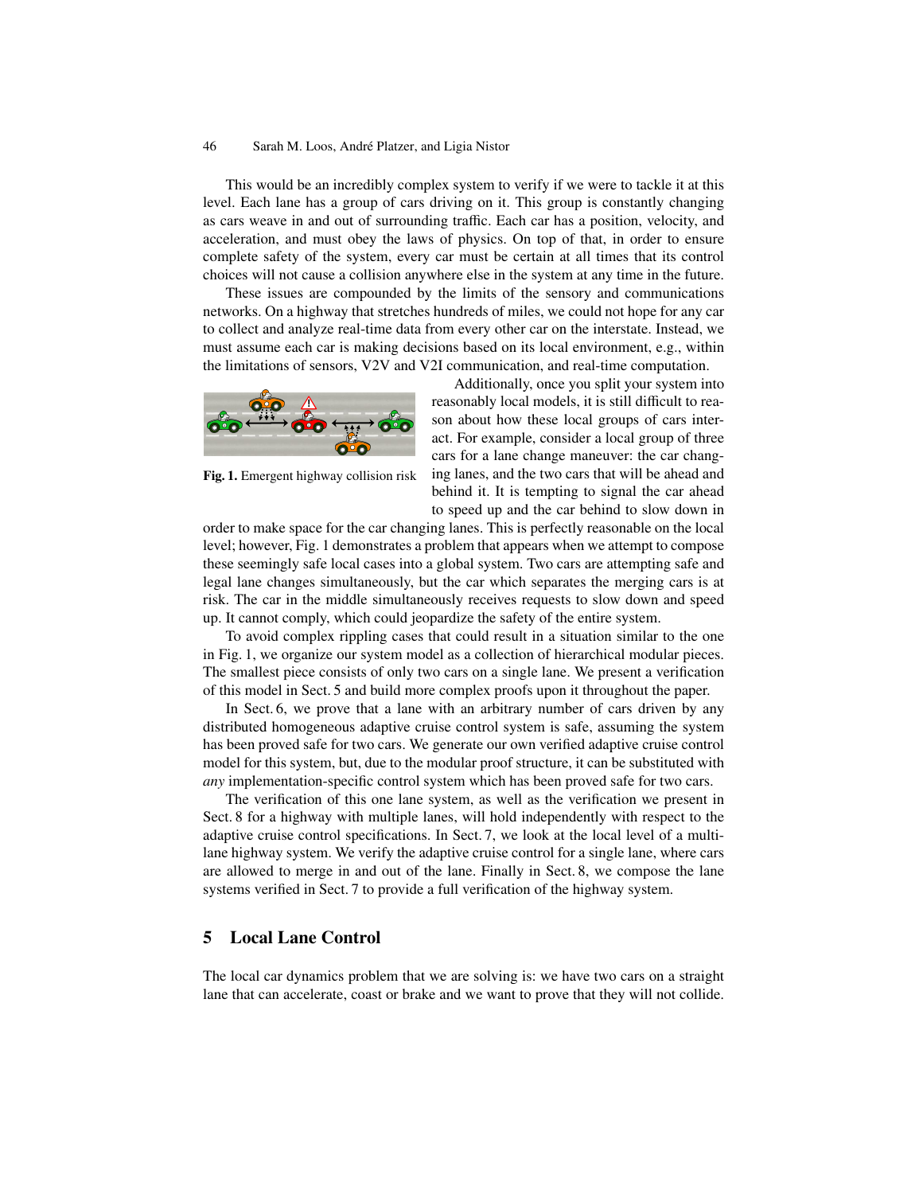This would be an incredibly complex system to verify if we were to tackle it at this level. Each lane has a group of cars driving on it. This group is constantly changing as cars weave in and out of surrounding traffic. Each car has a position, velocity, and acceleration, and must obey the laws of physics. On top of that, in order to ensure complete safety of the system, every car must be certain at all times that its control choices will not cause a collision anywhere else in the system at any time in the future.

These issues are compounded by the limits of the sensory and communications networks. On a highway that stretches hundreds of miles, we could not hope for any car to collect and analyze real-time data from every other car on the interstate. Instead, we must assume each car is making decisions based on its local environment, e.g., within the limitations of sensors, V2V and V2I communication, and real-time computation.

**Fig. 1.** Emergent highway collision risk

Additionally, once you split your system into reasonably local models, it is still difficult to reason about how these local groups of cars interact. For example, consider a local group of three cars for a lane change maneuver: the car changing lanes, and the two cars that will be ahead and behind it. It is tempting to signal the car ahead to speed up and the car behind to slow down in order to make space for the car changing lanes. This is perfectly reasonable on the local level; however, Fig. 1 demonstrates a problem that appears when we attempt to compose these seemingly safe local cases into a global system. Two cars are attempting safe and legal lane changes simultaneously, but the car which separates the merging cars is at risk. The car in the middle simultaneously receives requests to slow down and speed up. It cannot comply, which could jeopardize the safety of the entire system.

To avoid complex rippling cases that could result in a situation similar to the one in Fig. 1, we organize our system model as a collection of hierarchical modular pieces. The smallest piece consists of only two cars on a single lane. We present a verification of this model in Sect. 5 and build more complex proofs upon it throughout the paper.

In Sect. 6, we prove that a lane with an arbitrary number of cars driven by any distributed homogeneous adaptive cruise control system is safe, assuming the system has been proved safe for two cars. We generate our own verified adaptive cruise control model for this system, but, due to the modular proof structure, it can be substituted with *any* implementation-specific control system which has been proved safe for two cars.

The verification of this one lane system, as well as the verification we present in Sect. 8 for a highway with multiple lanes, will hold independently with respect to the adaptive cruise control specifications. In Sect. 7, we look at the local level of a multi-lane highway system. We verify the adaptive cruise control for a single lane, where cars are allowed to merge in and out of the lane. Finally in Sect. 8, we compose the lane systems verified in Sect. 7 to provide a full verification of the highway system.

## 5 Local Lane Control

The local car dynamics problem that we are solving is: we have two cars on a straight lane that can accelerate, coast or brake and we want to prove that they will not collide.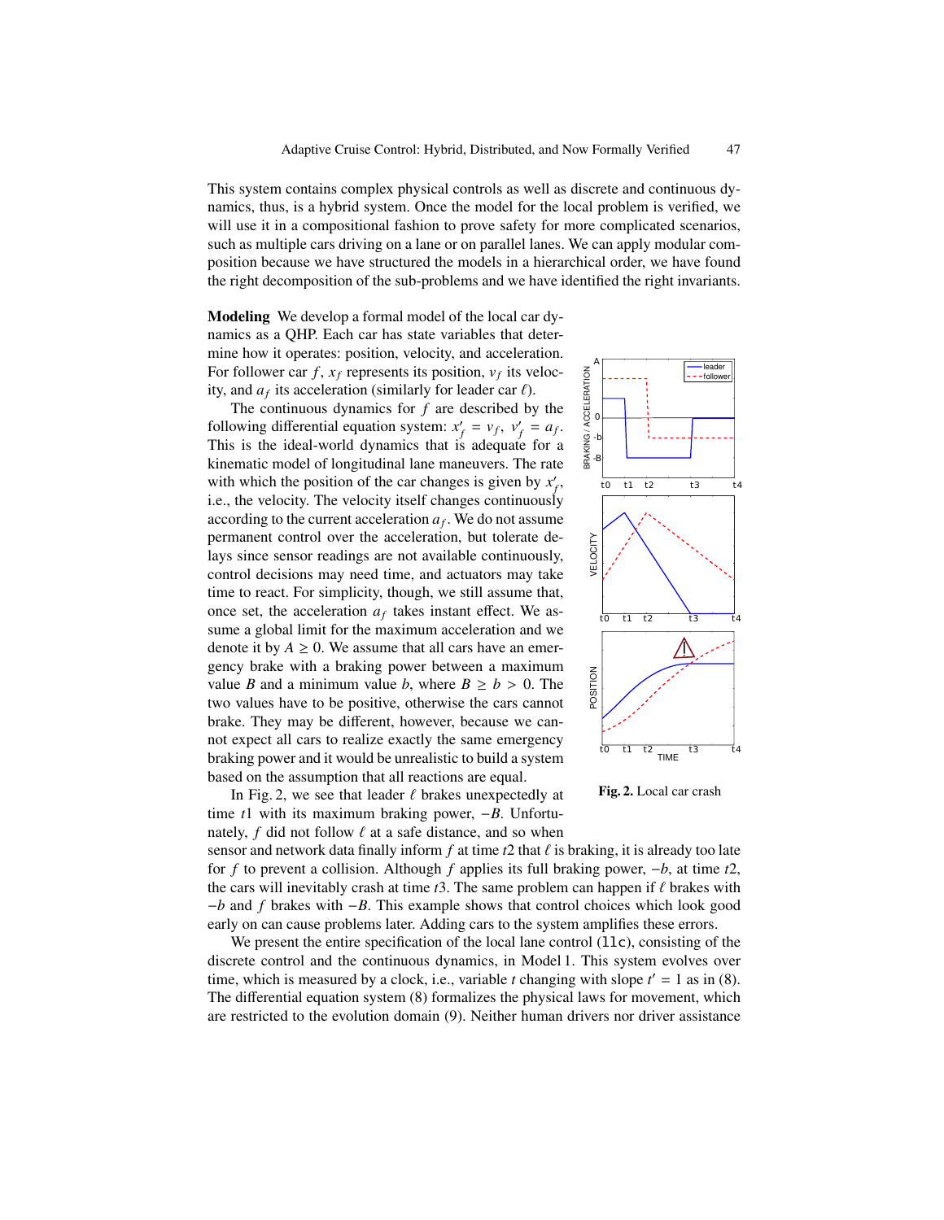This system contains complex physical controls as well as discrete and continuous dynamics, thus, is a hybrid system. Once the model for the local problem is verified, we will use it in a compositional fashion to prove safety for more complicated scenarios, such as multiple cars driving on a lane or on parallel lanes. We can apply modular composition because we have structured the models in a hierarchical order, we have found the right decomposition of the sub-problems and we have identified the right invariants.

**Modeling** We develop a formal model of the local car dynamics as a QHP. Each car has state variables that determine how it operates: position, velocity, and acceleration. For follower car $f$, $x_f$ represents its position, $v_f$ its velocity, and $a_f$ its acceleration (similarly for leader car $\ell$).

The continuous dynamics for $f$ are described by the following differential equation system: $x'_f = v_f$, $v'_f = a_f$. This is the ideal-world dynamics that is adequate for a kinematic model of longitudinal lane maneuvers. The rate with which the position of the car changes is given by $x'_f$, i.e., the velocity. The velocity itself changes continuously according to the current acceleration $a_f$. We do not assume permanent control over the acceleration, but tolerate delays since sensor readings are not available continuously, control decisions may need time, and actuators may take time to react. For simplicity, though, we still assume that, once set, the acceleration $a_f$ takes instant effect. We assume a global limit for the maximum acceleration and we denote it by $A \geq 0$. We assume that all cars have an emergency brake with a braking power between a maximum value $B$ and a minimum value $b$, where $B \geq b > 0$. The two values have to be positive, otherwise the cars cannot brake. They may be different, however, because we cannot expect all cars to realize exactly the same emergency braking power and it would be unrealistic to build a system based on the assumption that all reactions are equal.

**Fig. 2.** Local car crash

In Fig. 2, we see that leader $\ell$ brakes unexpectedly at time $t1$ with its maximum braking power, $-B$. Unfortunately, $f$ did not follow $\ell$ at a safe distance, and so when sensor and network data finally inform $f$ at time $t2$ that $\ell$ is braking, it is already too late for $f$ to prevent a collision. Although $f$ applies its full braking power, $-b$, at time $t2$, the cars will inevitably crash at time $t3$. The same problem can happen if $\ell$ brakes with $-b$ and $f$ brakes with $-B$. This example shows that control choices which look good early on can cause problems later. Adding cars to the system amplifies these errors.

We present the entire specification of the local lane control (`llc`), consisting of the discrete control and the continuous dynamics, in Model 1. This system evolves over time, which is measured by a clock, i.e., variable $t$ changing with slope $t' = 1$ as in (8). The differential equation system (8) formalizes the physical laws for movement, which are restricted to the evolution domain (9). Neither human drivers nor driver assistance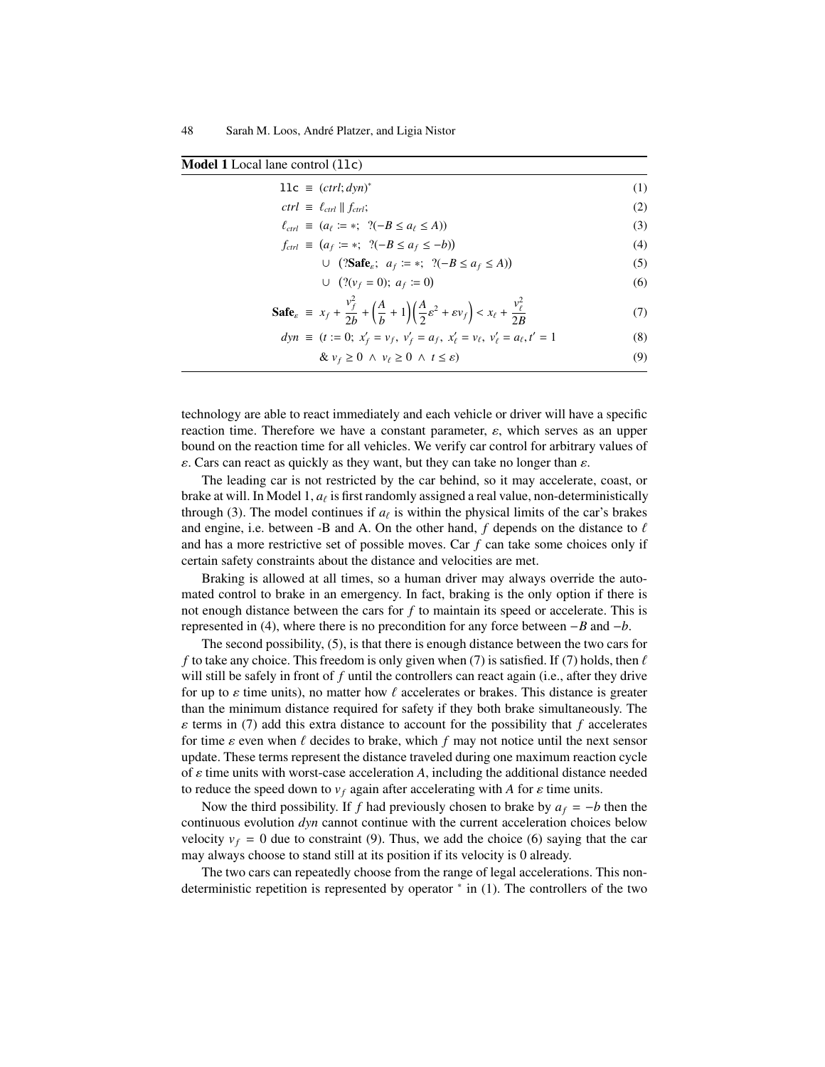**Model 1** Local lane control (`llc`)

$$\texttt{llc} \equiv (ctrl; dyn)^* \tag{1}$$

$$ctrl \equiv \ell_{ctrl} \parallel f_{ctrl}; \tag{2}$$

$$\ell_{ctrl} \equiv (a_\ell := *;\ \ ?(-B \le a_\ell \le A)) \tag{3}$$

$$f_{ctrl} \equiv (a_f := *;\ \ ?(-B \le a_f \le -b)) \tag{4}$$

$$\cup\ \ (?\mathbf{Safe}_\varepsilon;\ \ a_f := *;\ \ ?(-B \le a_f \le A)) \tag{5}$$

$$\cup\ \ (?(v_f = 0);\ a_f := 0) \tag{6}$$

$$\mathbf{Safe}_\varepsilon \equiv x_f + \frac{v_f^2}{2b} + \left(\frac{A}{b} + 1\right)\left(\frac{A}{2}\varepsilon^2 + \varepsilon v_f\right) < x_\ell + \frac{v_\ell^2}{2B} \tag{7}$$

$$dyn \equiv (t := 0;\ x_f' = v_f,\ v_f' = a_f,\ x_\ell' = v_\ell,\ v_\ell' = a_\ell, t' = 1 \tag{8}$$

$$\&\ v_f \ge 0\ \wedge\ v_\ell \ge 0\ \wedge\ t \le \varepsilon) \tag{9}$$

technology are able to react immediately and each vehicle or driver will have a specific reaction time. Therefore we have a constant parameter, $\varepsilon$, which serves as an upper bound on the reaction time for all vehicles. We verify car control for arbitrary values of $\varepsilon$. Cars can react as quickly as they want, but they can take no longer than $\varepsilon$.

The leading car is not restricted by the car behind, so it may accelerate, coast, or brake at will. In Model 1, $a_\ell$ is first randomly assigned a real value, non-deterministically through (3). The model continues if $a_\ell$ is within the physical limits of the car's brakes and engine, i.e. between -B and A. On the other hand, $f$ depends on the distance to $\ell$ and has a more restrictive set of possible moves. Car $f$ can take some choices only if certain safety constraints about the distance and velocities are met.

Braking is allowed at all times, so a human driver may always override the automated control to brake in an emergency. In fact, braking is the only option if there is not enough distance between the cars for $f$ to maintain its speed or accelerate. This is represented in (4), where there is no precondition for any force between $-B$ and $-b$.

The second possibility, (5), is that there is enough distance between the two cars for $f$ to take any choice. This freedom is only given when (7) is satisfied. If (7) holds, then $\ell$ will still be safely in front of $f$ until the controllers can react again (i.e., after they drive for up to $\varepsilon$ time units), no matter how $\ell$ accelerates or brakes. This distance is greater than the minimum distance required for safety if they both brake simultaneously. The $\varepsilon$ terms in (7) add this extra distance to account for the possibility that $f$ accelerates for time $\varepsilon$ even when $\ell$ decides to brake, which $f$ may not notice until the next sensor update. These terms represent the distance traveled during one maximum reaction cycle of $\varepsilon$ time units with worst-case acceleration $A$, including the additional distance needed to reduce the speed down to $v_f$ again after accelerating with $A$ for $\varepsilon$ time units.

Now the third possibility. If $f$ had previously chosen to brake by $a_f = -b$ then the continuous evolution $dyn$ cannot continue with the current acceleration choices below velocity $v_f = 0$ due to constraint (9). Thus, we add the choice (6) saying that the car may always choose to stand still at its position if its velocity is 0 already.

The two cars can repeatedly choose from the range of legal accelerations. This non-deterministic repetition is represented by operator $^*$ in (1). The controllers of the two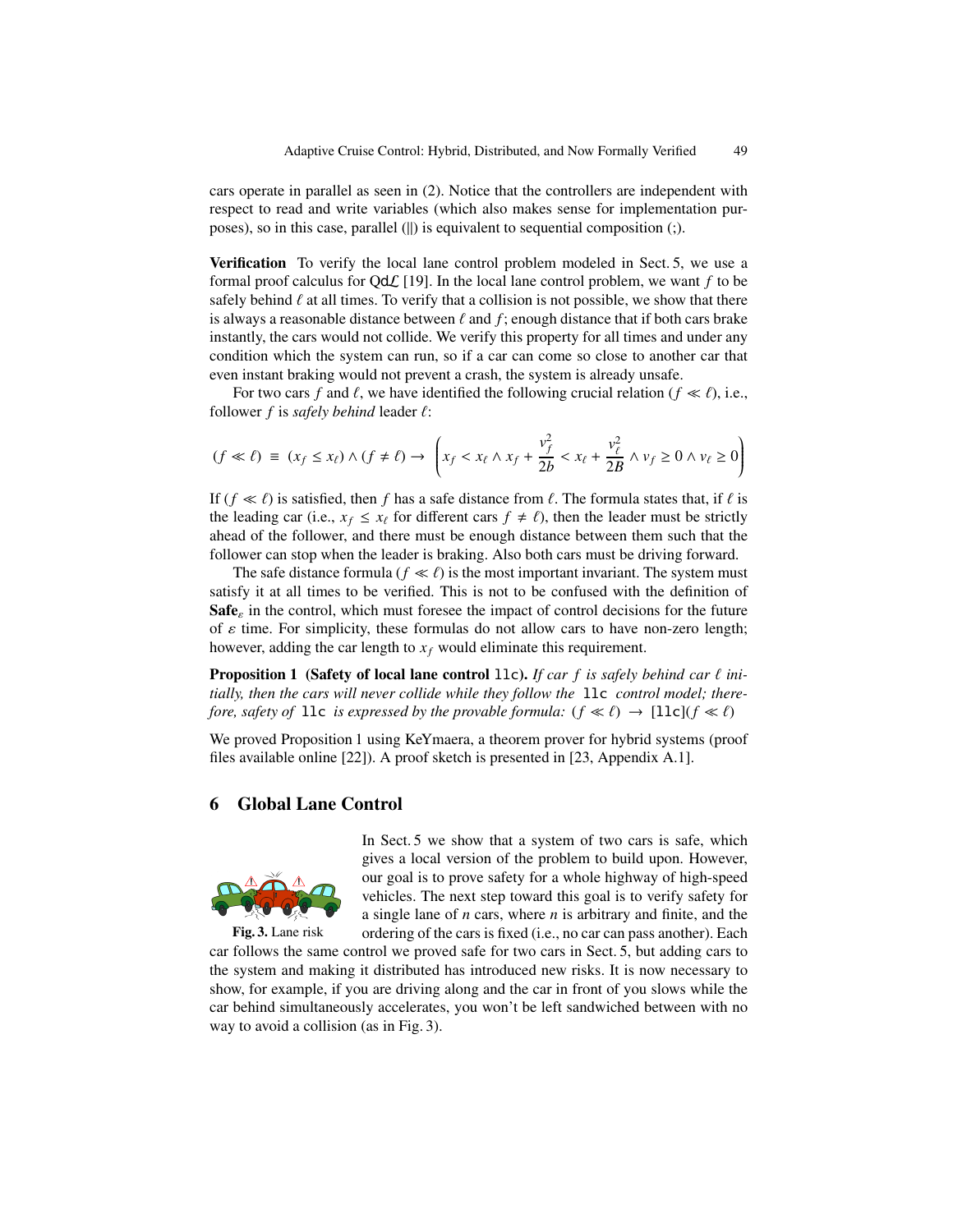cars operate in parallel as seen in (2). Notice that the controllers are independent with respect to read and write variables (which also makes sense for implementation purposes), so in this case, parallel (||) is equivalent to sequential composition (;).

**Verification** To verify the local lane control problem modeled in Sect. 5, we use a formal proof calculus for Qd$\mathcal{L}$ [19]. In the local lane control problem, we want $f$ to be safely behind $\ell$ at all times. To verify that a collision is not possible, we show that there is always a reasonable distance between $\ell$ and $f$; enough distance that if both cars brake instantly, the cars would not collide. We verify this property for all times and under any condition which the system can run, so if a car can come so close to another car that even instant braking would not prevent a crash, the system is already unsafe.

For two cars $f$ and $\ell$, we have identified the following crucial relation ($f \ll \ell$), i.e., follower $f$ is *safely behind* leader $\ell$:

$$(f \ll \ell) \equiv (x_f \leq x_\ell) \wedge (f \neq \ell) \rightarrow \left( x_f < x_\ell \wedge x_f + \frac{v_f^2}{2b} < x_\ell + \frac{v_\ell^2}{2B} \wedge v_f \geq 0 \wedge v_\ell \geq 0 \right)$$

If ($f \ll \ell$) is satisfied, then $f$ has a safe distance from $\ell$. The formula states that, if $\ell$ is the leading car (i.e., $x_f \leq x_\ell$ for different cars $f \neq \ell$), then the leader must be strictly ahead of the follower, and there must be enough distance between them such that the follower can stop when the leader is braking. Also both cars must be driving forward.

The safe distance formula ($f \ll \ell$) is the most important invariant. The system must satisfy it at all times to be verified. This is not to be confused with the definition of $\mathbf{Safe}_\varepsilon$ in the control, which must foresee the impact of control decisions for the future of $\varepsilon$ time. For simplicity, these formulas do not allow cars to have non-zero length; however, adding the car length to $x_f$ would eliminate this requirement.

**Proposition 1 (Safety of local lane control `llc`).** *If car $f$ is safely behind car $\ell$ initially, then the cars will never collide while they follow the `llc` control model; therefore, safety of `llc` is expressed by the provable formula:* $(f \ll \ell) \rightarrow [\texttt{llc}](f \ll \ell)$

We proved Proposition 1 using KeYmaera, a theorem prover for hybrid systems (proof files available online [22]). A proof sketch is presented in [23, Appendix A.1].

## 6 Global Lane Control

In Sect. 5 we show that a system of two cars is safe, which gives a local version of the problem to build upon. However, our goal is to prove safety for a whole highway of high-speed vehicles. The next step toward this goal is to verify safety for a single lane of $n$ cars, where $n$ is arbitrary and finite, and the ordering of the cars is fixed (i.e., no car can pass another). Each car follows the same control we proved safe for two cars in Sect. 5, but adding cars to the system and making it distributed has introduced new risks. It is now necessary to show, for example, if you are driving along and the car in front of you slows while the car behind simultaneously accelerates, you won't be left sandwiched between with no way to avoid a collision (as in Fig. 3).

**Fig. 3.** Lane risk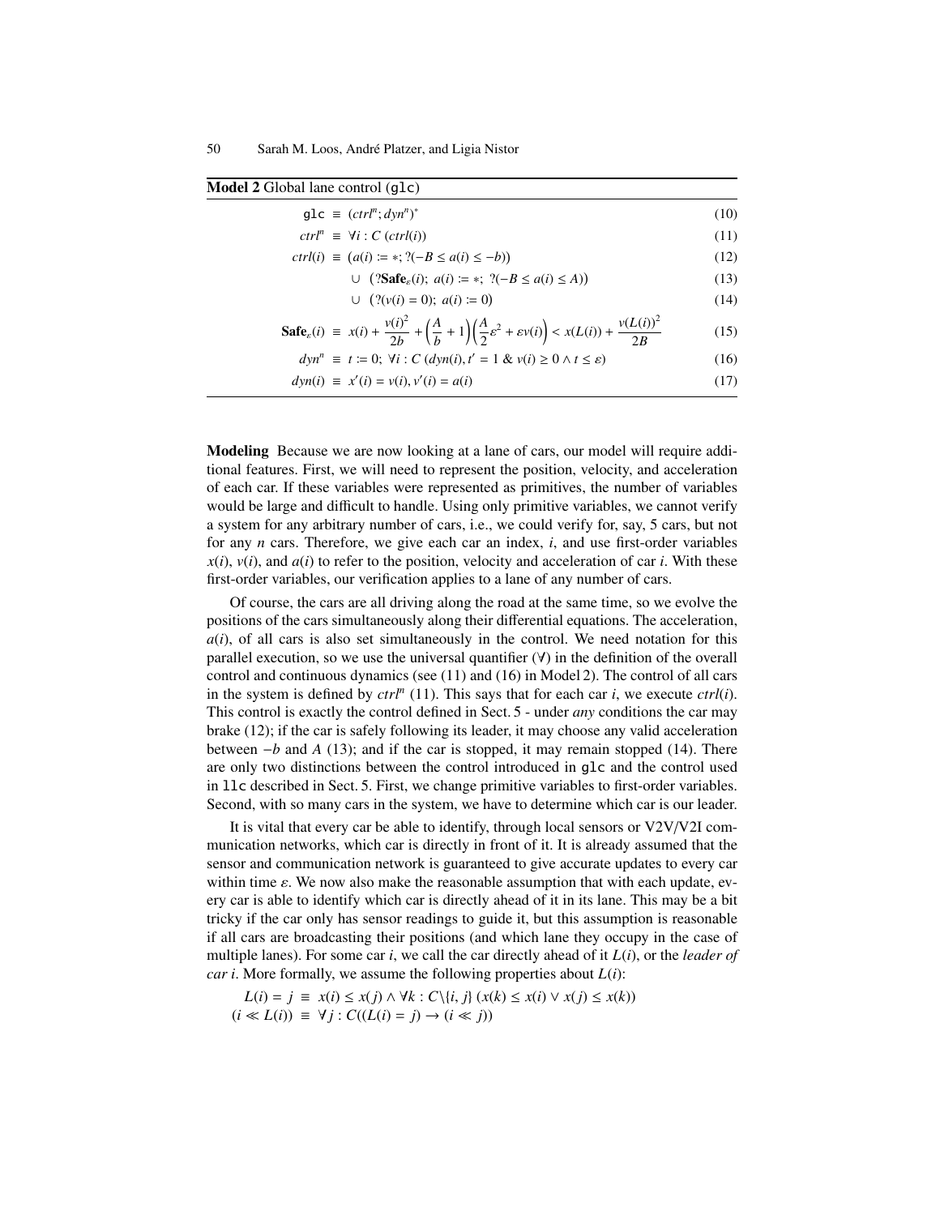**Model 2** Global lane control (`glc`)

$$\texttt{glc} \equiv (ctrl^n; dyn^n)^* \tag{10}$$

$$ctrl^n \equiv \forall i : C\ (ctrl(i)) \tag{11}$$

$$ctrl(i) \equiv (a(i) := *;\ ?(-B \le a(i) \le -b)) \tag{12}$$

$$\cup\ (?\mathbf{Safe}_\varepsilon(i);\ a(i) := *;\ ?(-B \le a(i) \le A)) \tag{13}$$

$$\cup\ (?(v(i) = 0);\ a(i) := 0) \tag{14}$$

$$\mathbf{Safe}_\varepsilon(i) \equiv x(i) + \frac{v(i)^2}{2b} + \left(\frac{A}{b} + 1\right)\left(\frac{A}{2}\varepsilon^2 + \varepsilon v(i)\right) < x(L(i)) + \frac{v(L(i))^2}{2B} \tag{15}$$

$$dyn^n \equiv t := 0;\ \forall i : C\ (dyn(i), t' = 1\ \&\ v(i) \ge 0 \wedge t \le \varepsilon) \tag{16}$$

$$dyn(i) \equiv x'(i) = v(i), v'(i) = a(i) \tag{17}$$

**Modeling** Because we are now looking at a lane of cars, our model will require additional features. First, we will need to represent the position, velocity, and acceleration of each car. If these variables were represented as primitives, the number of variables would be large and difficult to handle. Using only primitive variables, we cannot verify a system for any arbitrary number of cars, i.e., we could verify for, say, 5 cars, but not for any $n$ cars. Therefore, we give each car an index, $i$, and use first-order variables $x(i)$, $v(i)$, and $a(i)$ to refer to the position, velocity and acceleration of car $i$. With these first-order variables, our verification applies to a lane of any number of cars.

Of course, the cars are all driving along the road at the same time, so we evolve the positions of the cars simultaneously along their differential equations. The acceleration, $a(i)$, of all cars is also set simultaneously in the control. We need notation for this parallel execution, so we use the universal quantifier ($\forall$) in the definition of the overall control and continuous dynamics (see (11) and (16) in Model 2). The control of all cars in the system is defined by $ctrl^n$ (11). This says that for each car $i$, we execute $ctrl(i)$. This control is exactly the control defined in Sect. 5 - under *any* conditions the car may brake (12); if the car is safely following its leader, it may choose any valid acceleration between $-b$ and $A$ (13); and if the car is stopped, it may remain stopped (14). There are only two distinctions between the control introduced in `glc` and the control used in `llc` described in Sect. 5. First, we change primitive variables to first-order variables. Second, with so many cars in the system, we have to determine which car is our leader.

It is vital that every car be able to identify, through local sensors or V2V/V2I communication networks, which car is directly in front of it. It is already assumed that the sensor and communication network is guaranteed to give accurate updates to every car within time $\varepsilon$. We now also make the reasonable assumption that with each update, every car is able to identify which car is directly ahead of it in its lane. This may be a bit tricky if the car only has sensor readings to guide it, but this assumption is reasonable if all cars are broadcasting their positions (and which lane they occupy in the case of multiple lanes). For some car $i$, we call the car directly ahead of it $L(i)$, or the *leader of car i*. More formally, we assume the following properties about $L(i)$:

$$L(i) = j \equiv x(i) \le x(j) \wedge \forall k : C\backslash\{i, j\}\ (x(k) \le x(i) \vee x(j) \le x(k))$$
$$(i \ll L(i)) \equiv \forall j : C((L(i) = j) \to (i \ll j))$$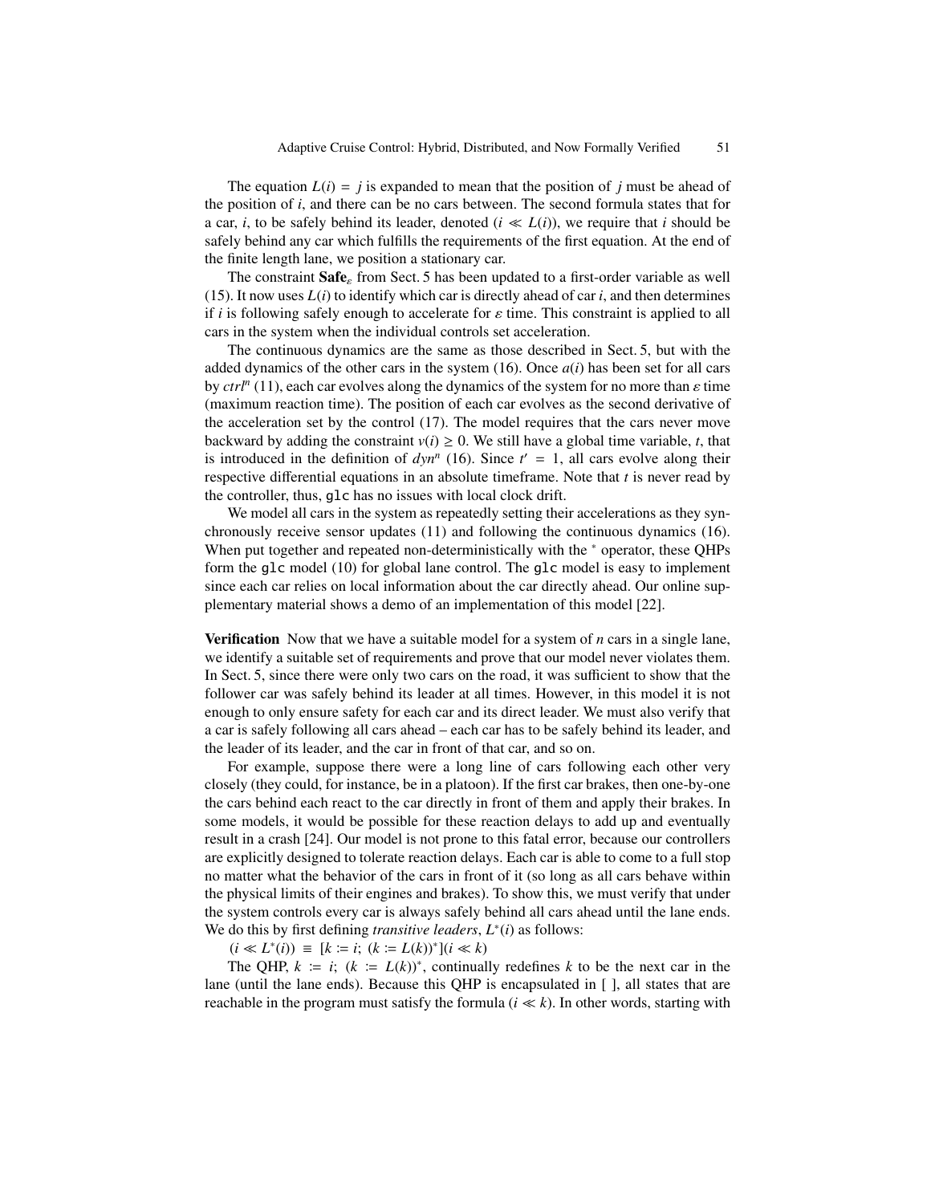The equation $L(i) = j$ is expanded to mean that the position of $j$ must be ahead of the position of $i$, and there can be no cars between. The second formula states that for a car, $i$, to be safely behind its leader, denoted $(i \ll L(i))$, we require that $i$ should be safely behind any car which fulfills the requirements of the first equation. At the end of the finite length lane, we position a stationary car.

The constraint $\mathbf{Safe}_\varepsilon$ from Sect. 5 has been updated to a first-order variable as well (15). It now uses $L(i)$ to identify which car is directly ahead of car $i$, and then determines if $i$ is following safely enough to accelerate for $\varepsilon$ time. This constraint is applied to all cars in the system when the individual controls set acceleration.

The continuous dynamics are the same as those described in Sect. 5, but with the added dynamics of the other cars in the system (16). Once $a(i)$ has been set for all cars by $ctrl^n$ (11), each car evolves along the dynamics of the system for no more than $\varepsilon$ time (maximum reaction time). The position of each car evolves as the second derivative of the acceleration set by the control (17). The model requires that the cars never move backward by adding the constraint $v(i) \geq 0$. We still have a global time variable, $t$, that is introduced in the definition of $dyn^n$ (16). Since $t' = 1$, all cars evolve along their respective differential equations in an absolute timeframe. Note that $t$ is never read by the controller, thus, `glc` has no issues with local clock drift.

We model all cars in the system as repeatedly setting their accelerations as they synchronously receive sensor updates (11) and following the continuous dynamics (16). When put together and repeated non-deterministically with the $^*$ operator, these QHPs form the `glc` model (10) for global lane control. The `glc` model is easy to implement since each car relies on local information about the car directly ahead. Our online supplementary material shows a demo of an implementation of this model [22].

**Verification** Now that we have a suitable model for a system of $n$ cars in a single lane, we identify a suitable set of requirements and prove that our model never violates them. In Sect. 5, since there were only two cars on the road, it was sufficient to show that the follower car was safely behind its leader at all times. However, in this model it is not enough to only ensure safety for each car and its direct leader. We must also verify that a car is safely following all cars ahead – each car has to be safely behind its leader, and the leader of its leader, and the car in front of that car, and so on.

For example, suppose there were a long line of cars following each other very closely (they could, for instance, be in a platoon). If the first car brakes, then one-by-one the cars behind each react to the car directly in front of them and apply their brakes. In some models, it would be possible for these reaction delays to add up and eventually result in a crash [24]. Our model is not prone to this fatal error, because our controllers are explicitly designed to tolerate reaction delays. Each car is able to come to a full stop no matter what the behavior of the cars in front of it (so long as all cars behave within the physical limits of their engines and brakes). To show this, we must verify that under the system controls every car is always safely behind all cars ahead until the lane ends. We do this by first defining *transitive leaders*, $L^*(i)$ as follows:

$(i \ll L^*(i)) \equiv [k := i;\ (k := L(k))^*](i \ll k)$

The QHP, $k := i;\ (k := L(k))^*$, continually redefines $k$ to be the next car in the lane (until the lane ends). Because this QHP is encapsulated in [ ], all states that are reachable in the program must satisfy the formula $(i \ll k)$. In other words, starting with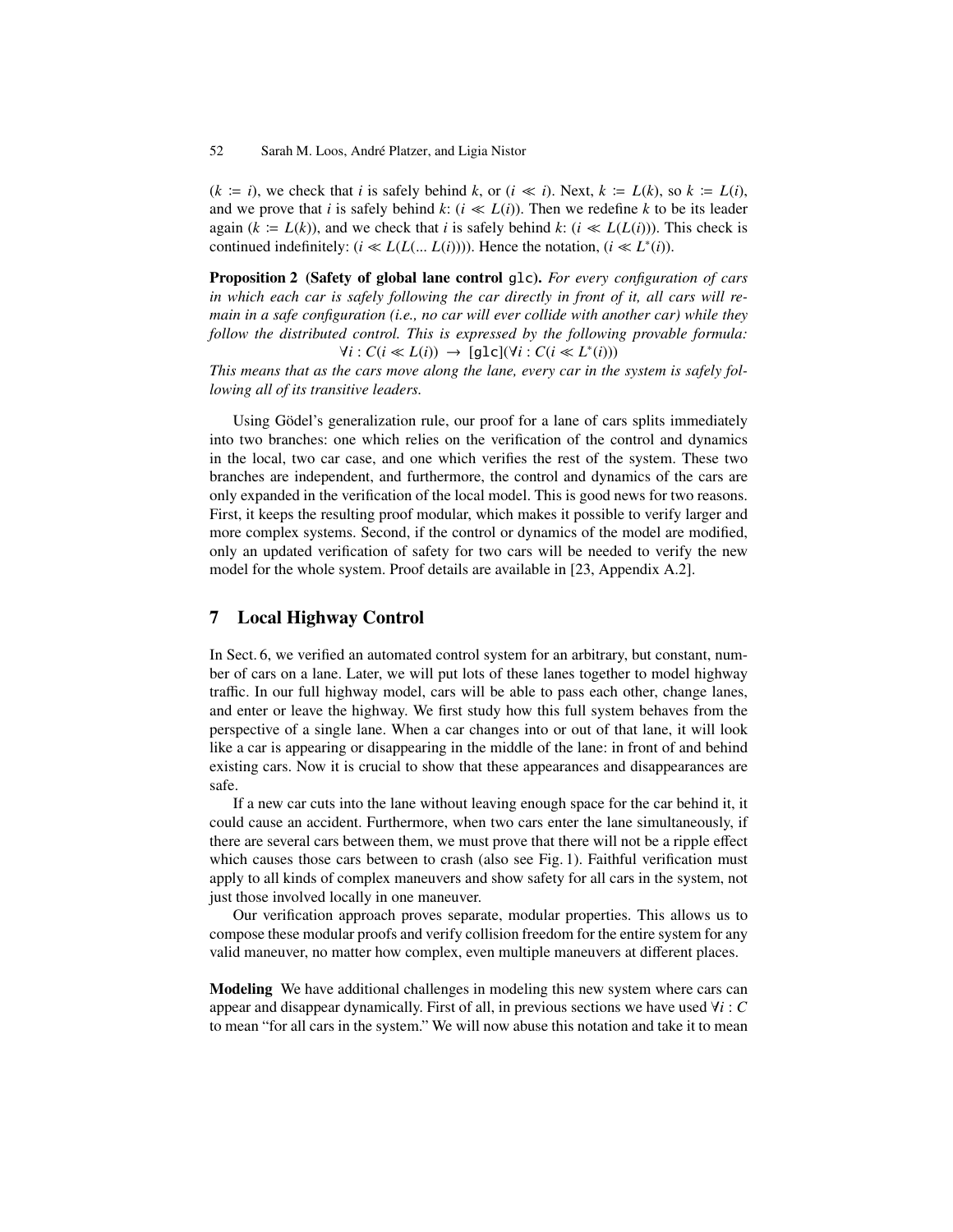($k := i$), we check that $i$ is safely behind $k$, or ($i \ll i$). Next, $k := L(k)$, so $k := L(i)$, and we prove that $i$ is safely behind $k$: ($i \ll L(i)$). Then we redefine $k$ to be its leader again ($k := L(k)$), and we check that $i$ is safely behind $k$: ($i \ll L(L(i))$). This check is continued indefinitely: ($i \ll L(L(\ldots L(i)))$). Hence the notation, ($i \ll L^*(i)$).

**Proposition 2 (Safety of global lane control** `glc`**).** *For every configuration of cars in which each car is safely following the car directly in front of it, all cars will remain in a safe configuration (i.e., no car will ever collide with another car) while they follow the distributed control. This is expressed by the following provable formula:*

$$\forall i : C(i \ll L(i)) \rightarrow [\mathtt{glc}](\forall i : C(i \ll L^*(i)))$$

*This means that as the cars move along the lane, every car in the system is safely following all of its transitive leaders.*

Using Gödel's generalization rule, our proof for a lane of cars splits immediately into two branches: one which relies on the verification of the control and dynamics in the local, two car case, and one which verifies the rest of the system. These two branches are independent, and furthermore, the control and dynamics of the cars are only expanded in the verification of the local model. This is good news for two reasons. First, it keeps the resulting proof modular, which makes it possible to verify larger and more complex systems. Second, if the control or dynamics of the model are modified, only an updated verification of safety for two cars will be needed to verify the new model for the whole system. Proof details are available in [23, Appendix A.2].

## 7 Local Highway Control

In Sect. 6, we verified an automated control system for an arbitrary, but constant, number of cars on a lane. Later, we will put lots of these lanes together to model highway traffic. In our full highway model, cars will be able to pass each other, change lanes, and enter or leave the highway. We first study how this full system behaves from the perspective of a single lane. When a car changes into or out of that lane, it will look like a car is appearing or disappearing in the middle of the lane: in front of and behind existing cars. Now it is crucial to show that these appearances and disappearances are safe.

If a new car cuts into the lane without leaving enough space for the car behind it, it could cause an accident. Furthermore, when two cars enter the lane simultaneously, if there are several cars between them, we must prove that there will not be a ripple effect which causes those cars between to crash (also see Fig. 1). Faithful verification must apply to all kinds of complex maneuvers and show safety for all cars in the system, not just those involved locally in one maneuver.

Our verification approach proves separate, modular properties. This allows us to compose these modular proofs and verify collision freedom for the entire system for any valid maneuver, no matter how complex, even multiple maneuvers at different places.

**Modeling** We have additional challenges in modeling this new system where cars can appear and disappear dynamically. First of all, in previous sections we have used $\forall i : C$ to mean "for all cars in the system." We will now abuse this notation and take it to mean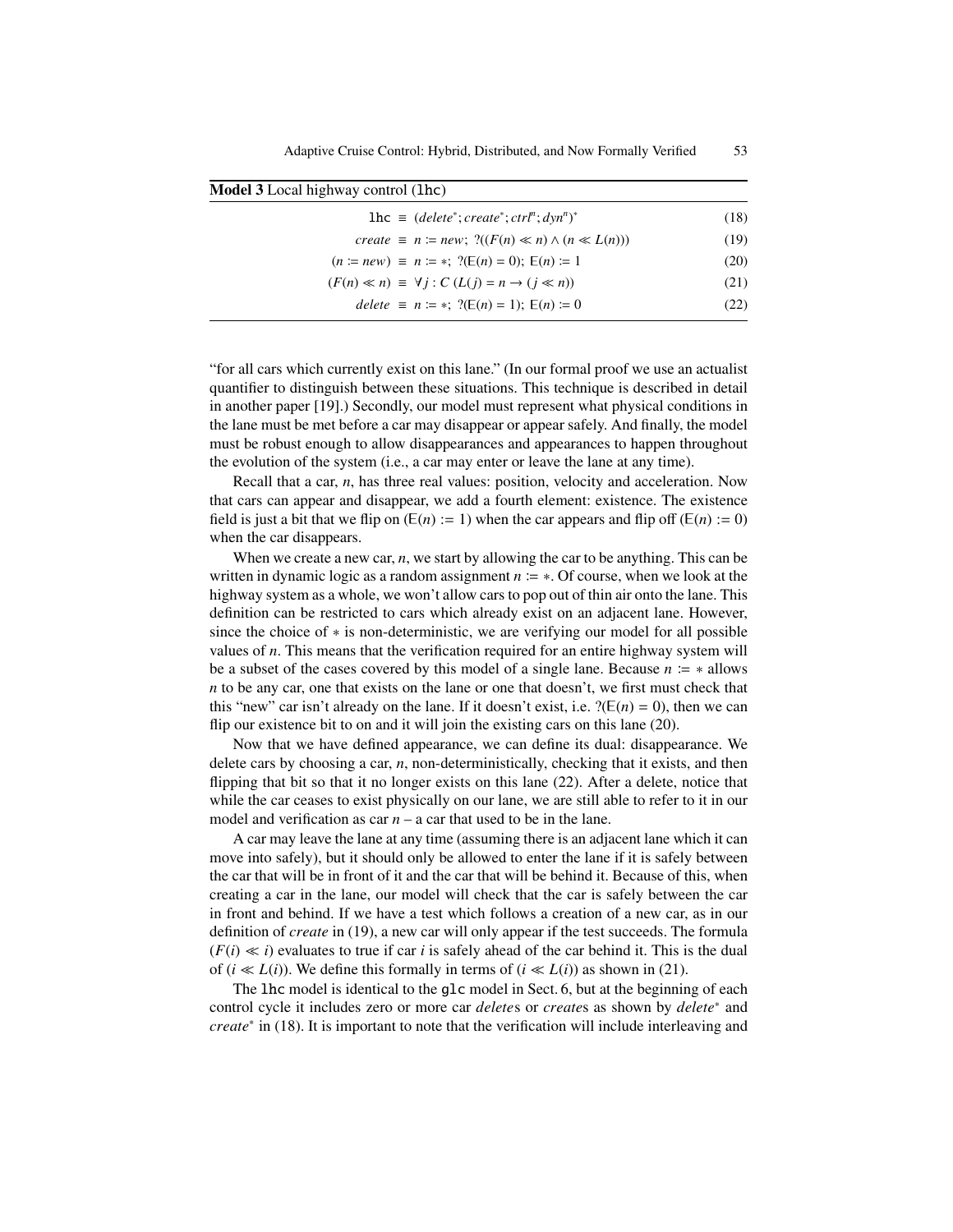**Model 3** Local highway control (`lhc`)

$$\texttt{lhc} \equiv (delete^*; create^*; ctrl^n; dyn^n)^* \tag{18}$$

$$create \equiv n := new;\ ?((F(n) \ll n) \land (n \ll L(n))) \tag{19}$$

$$(n := new) \equiv n := *;\ ?(\mathrm{E}(n) = 0);\ \mathrm{E}(n) := 1 \tag{20}$$

$$(F(n) \ll n) \equiv \forall j : C\ (L(j) = n \rightarrow (j \ll n)) \tag{21}$$

$$delete \equiv n := *;\ ?(\mathrm{E}(n) = 1);\ \mathrm{E}(n) := 0 \tag{22}$$

"for all cars which currently exist on this lane." (In our formal proof we use an actualist quantifier to distinguish between these situations. This technique is described in detail in another paper [19].) Secondly, our model must represent what physical conditions in the lane must be met before a car may disappear or appear safely. And finally, the model must be robust enough to allow disappearances and appearances to happen throughout the evolution of the system (i.e., a car may enter or leave the lane at any time).

Recall that a car, $n$, has three real values: position, velocity and acceleration. Now that cars can appear and disappear, we add a fourth element: existence. The existence field is just a bit that we flip on ($\mathrm{E}(n) := 1$) when the car appears and flip off ($\mathrm{E}(n) := 0$) when the car disappears.

When we create a new car, $n$, we start by allowing the car to be anything. This can be written in dynamic logic as a random assignment $n := *$. Of course, when we look at the highway system as a whole, we won't allow cars to pop out of thin air onto the lane. This definition can be restricted to cars which already exist on an adjacent lane. However, since the choice of $*$ is non-deterministic, we are verifying our model for all possible values of $n$. This means that the verification required for an entire highway system will be a subset of the cases covered by this model of a single lane. Because $n := *$ allows $n$ to be any car, one that exists on the lane or one that doesn't, we first must check that this "new" car isn't already on the lane. If it doesn't exist, i.e. $?(\mathrm{E}(n) = 0)$, then we can flip our existence bit to on and it will join the existing cars on this lane (20).

Now that we have defined appearance, we can define its dual: disappearance. We delete cars by choosing a car, $n$, non-deterministically, checking that it exists, and then flipping that bit so that it no longer exists on this lane (22). After a delete, notice that while the car ceases to exist physically on our lane, we are still able to refer to it in our model and verification as car $n$ – a car that used to be in the lane.

A car may leave the lane at any time (assuming there is an adjacent lane which it can move into safely), but it should only be allowed to enter the lane if it is safely between the car that will be in front of it and the car that will be behind it. Because of this, when creating a car in the lane, our model will check that the car is safely between the car in front and behind. If we have a test which follows a creation of a new car, as in our definition of *create* in (19), a new car will only appear if the test succeeds. The formula $(F(i) \ll i)$ evaluates to true if car $i$ is safely ahead of the car behind it. This is the dual of $(i \ll L(i))$. We define this formally in terms of $(i \ll L(i))$ as shown in (21).

The `lhc` model is identical to the `glc` model in Sect. 6, but at the beginning of each control cycle it includes zero or more car *delete*s or *create*s as shown by $delete^*$ and $create^*$ in (18). It is important to note that the verification will include interleaving and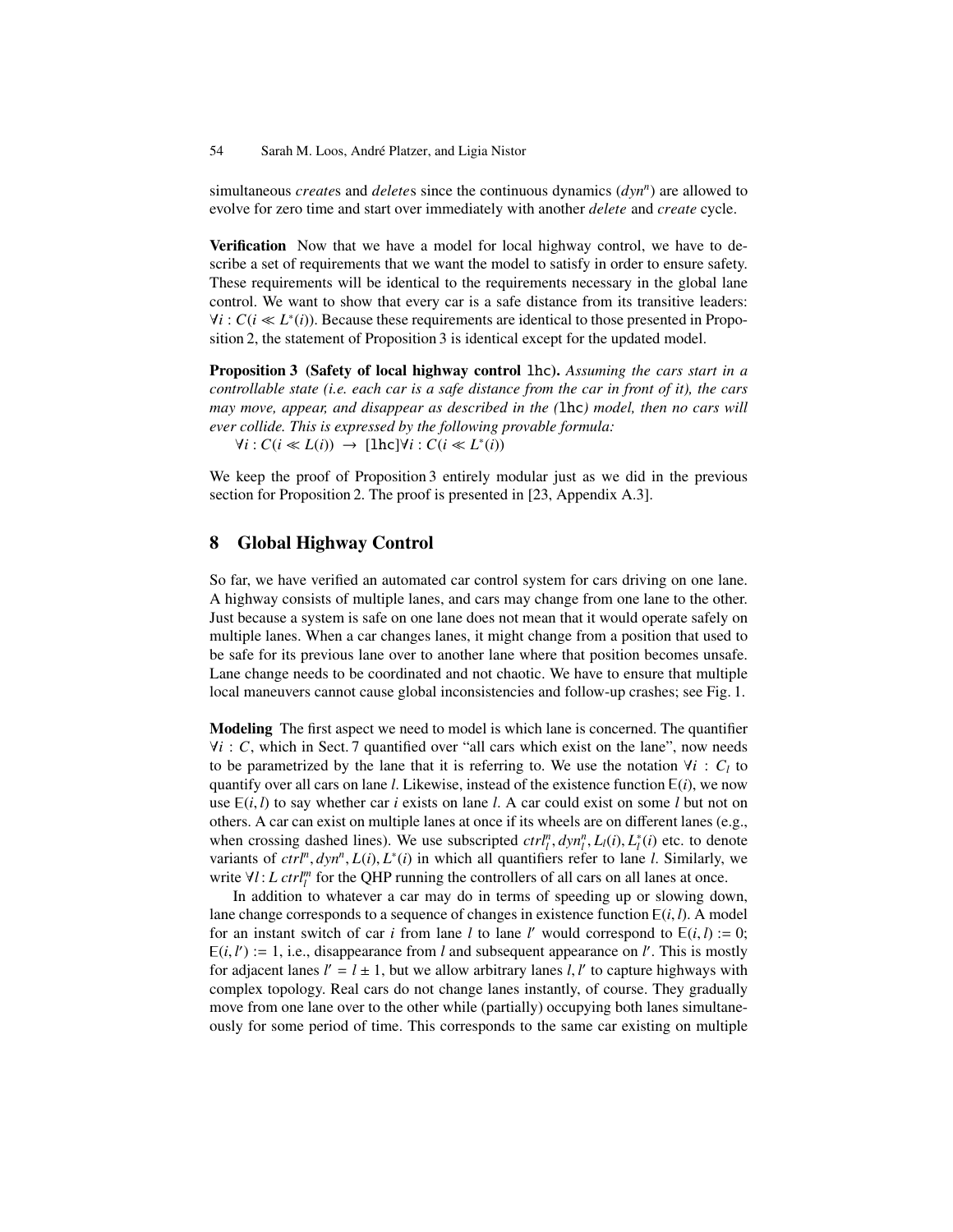simultaneous *create*s and *delete*s since the continuous dynamics ($dyn^n$) are allowed to evolve for zero time and start over immediately with another *delete* and *create* cycle.

**Verification** Now that we have a model for local highway control, we have to describe a set of requirements that we want the model to satisfy in order to ensure safety. These requirements will be identical to the requirements necessary in the global lane control. We want to show that every car is a safe distance from its transitive leaders: $\forall i : C(i \ll L^*(i))$. Because these requirements are identical to those presented in Proposition 2, the statement of Proposition 3 is identical except for the updated model.

**Proposition 3 (Safety of local highway control** `lhc`**).** *Assuming the cars start in a controllable state (i.e. each car is a safe distance from the car in front of it), the cars may move, appear, and disappear as described in the (*`lhc`*) model, then no cars will ever collide. This is expressed by the following provable formula:*

$\forall i : C(i \ll L(i)) \rightarrow [\mathtt{lhc}]\forall i : C(i \ll L^*(i))$

We keep the proof of Proposition 3 entirely modular just as we did in the previous section for Proposition 2. The proof is presented in [23, Appendix A.3].

## 8 Global Highway Control

So far, we have verified an automated car control system for cars driving on one lane. A highway consists of multiple lanes, and cars may change from one lane to the other. Just because a system is safe on one lane does not mean that it would operate safely on multiple lanes. When a car changes lanes, it might change from a position that used to be safe for its previous lane over to another lane where that position becomes unsafe. Lane change needs to be coordinated and not chaotic. We have to ensure that multiple local maneuvers cannot cause global inconsistencies and follow-up crashes; see Fig. 1.

**Modeling** The first aspect we need to model is which lane is concerned. The quantifier $\forall i : C$, which in Sect. 7 quantified over "all cars which exist on the lane", now needs to be parametrized by the lane that it is referring to. We use the notation $\forall i : C_l$ to quantify over all cars on lane $l$. Likewise, instead of the existence function $\mathsf{E}(i)$, we now use $\mathsf{E}(i, l)$ to say whether car $i$ exists on lane $l$. A car could exist on some $l$ but not on others. A car can exist on multiple lanes at once if its wheels are on different lanes (e.g., when crossing dashed lines). We use subscripted $ctrl^n_l, dyn^n_l, L_l(i), L^*_l(i)$ etc. to denote variants of $ctrl^n, dyn^n, L(i), L^*(i)$ in which all quantifiers refer to lane $l$. Similarly, we write $\forall l : L\ ctrl^m_l$ for the QHP running the controllers of all cars on all lanes at once.

In addition to whatever a car may do in terms of speeding up or slowing down, lane change corresponds to a sequence of changes in existence function $\mathsf{E}(i, l)$. A model for an instant switch of car $i$ from lane $l$ to lane $l'$ would correspond to $\mathsf{E}(i, l) := 0$; $\mathsf{E}(i, l') := 1$, i.e., disappearance from $l$ and subsequent appearance on $l'$. This is mostly for adjacent lanes $l' = l \pm 1$, but we allow arbitrary lanes $l, l'$ to capture highways with complex topology. Real cars do not change lanes instantly, of course. They gradually move from one lane over to the other while (partially) occupying both lanes simultaneously for some period of time. This corresponds to the same car existing on multiple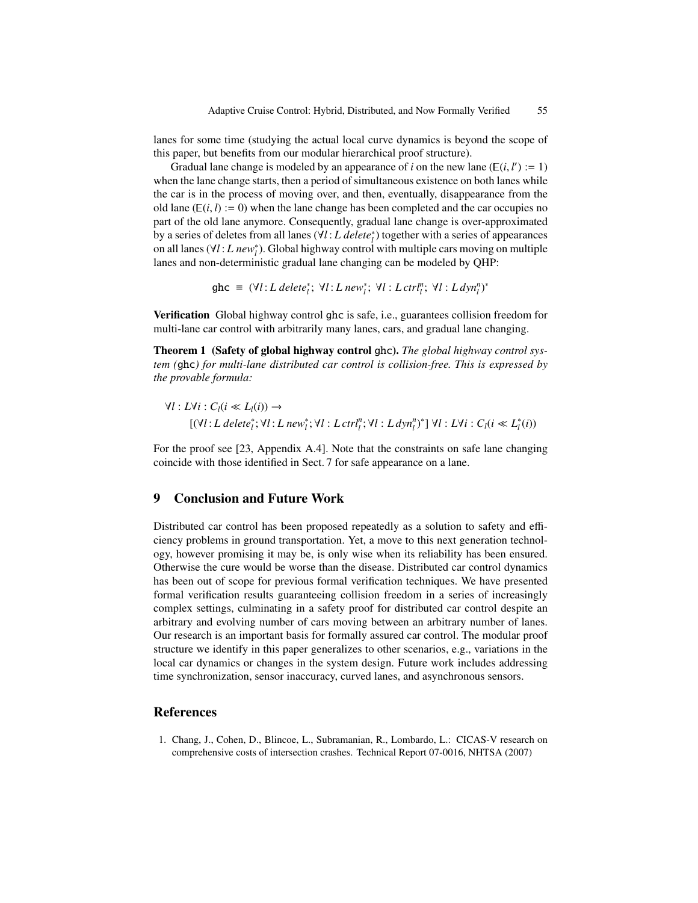lanes for some time (studying the actual local curve dynamics is beyond the scope of this paper, but benefits from our modular hierarchical proof structure).

Gradual lane change is modeled by an appearance of $i$ on the new lane ($\mathsf{E}(i,l') := 1$) when the lane change starts, then a period of simultaneous existence on both lanes while the car is in the process of moving over, and then, eventually, disappearance from the old lane ($\mathsf{E}(i,l) := 0$) when the lane change has been completed and the car occupies no part of the old lane anymore. Consequently, gradual lane change is over-approximated by a series of deletes from all lanes ($\forall l : L\, delete_l^*$) together with a series of appearances on all lanes ($\forall l : L\, new_l^*$). Global highway control with multiple cars moving on multiple lanes and non-deterministic gradual lane changing can be modeled by QHP:

$$\mathtt{ghc} \equiv (\forall l : L\, delete_l^*;\ \forall l : L\, new_l^*;\ \forall l : L\, ctrl_l^n;\ \forall l : L\, dyn_l^n)^*$$

**Verification** Global highway control ghc is safe, i.e., guarantees collision freedom for multi-lane car control with arbitrarily many lanes, cars, and gradual lane changing.

**Theorem 1 (Safety of global highway control ghc).** *The global highway control system (ghc) for multi-lane distributed car control is collision-free. This is expressed by the provable formula:*

$$\forall l : L \forall i : C_l (i \ll L_l(i)) \rightarrow$$
$$[(\forall l : L\, delete_l^*; \forall l : L\, new_l^*; \forall l : L\, ctrl_l^n; \forall l : L\, dyn_l^n)^*]\ \forall l : L \forall i : C_l (i \ll L_l^*(i))$$

For the proof see [23, Appendix A.4]. Note that the constraints on safe lane changing coincide with those identified in Sect. 7 for safe appearance on a lane.

## 9 Conclusion and Future Work

Distributed car control has been proposed repeatedly as a solution to safety and efficiency problems in ground transportation. Yet, a move to this next generation technology, however promising it may be, is only wise when its reliability has been ensured. Otherwise the cure would be worse than the disease. Distributed car control dynamics has been out of scope for previous formal verification techniques. We have presented formal verification results guaranteeing collision freedom in a series of increasingly complex settings, culminating in a safety proof for distributed car control despite an arbitrary and evolving number of cars moving between an arbitrary number of lanes. Our research is an important basis for formally assured car control. The modular proof structure we identify in this paper generalizes to other scenarios, e.g., variations in the local car dynamics or changes in the system design. Future work includes addressing time synchronization, sensor inaccuracy, curved lanes, and asynchronous sensors.

## References

1. Chang, J., Cohen, D., Blincoe, L., Subramanian, R., Lombardo, L.: CICAS-V research on comprehensive costs of intersection crashes. Technical Report 07-0016, NHTSA (2007)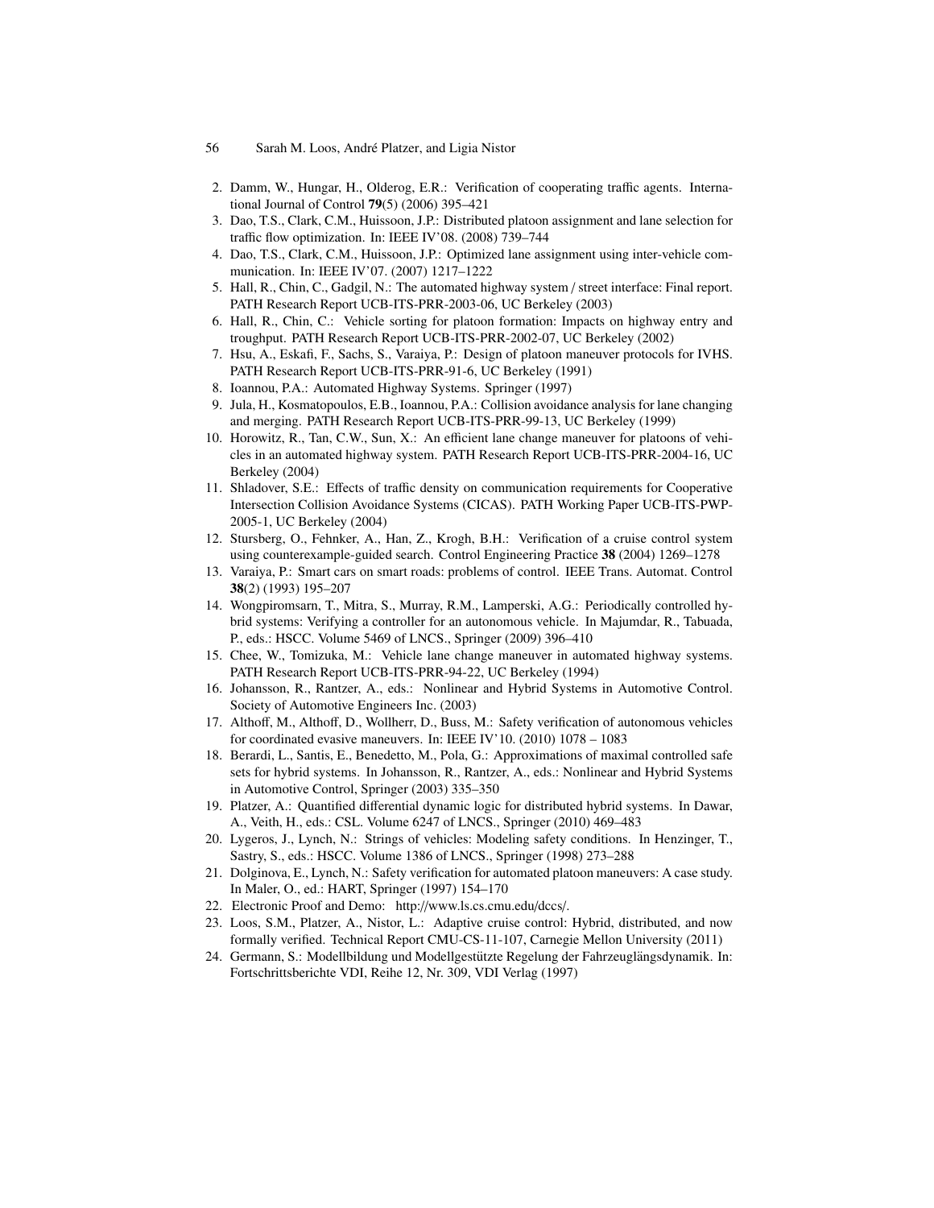2. Damm, W., Hungar, H., Olderog, E.R.: Verification of cooperating traffic agents. International Journal of Control **79**(5) (2006) 395–421
3. Dao, T.S., Clark, C.M., Huissoon, J.P.: Distributed platoon assignment and lane selection for traffic flow optimization. In: IEEE IV'08. (2008) 739–744
4. Dao, T.S., Clark, C.M., Huissoon, J.P.: Optimized lane assignment using inter-vehicle communication. In: IEEE IV'07. (2007) 1217–1222
5. Hall, R., Chin, C., Gadgil, N.: The automated highway system / street interface: Final report. PATH Research Report UCB-ITS-PRR-2003-06, UC Berkeley (2003)
6. Hall, R., Chin, C.: Vehicle sorting for platoon formation: Impacts on highway entry and troughput. PATH Research Report UCB-ITS-PRR-2002-07, UC Berkeley (2002)
7. Hsu, A., Eskafi, F., Sachs, S., Varaiya, P.: Design of platoon maneuver protocols for IVHS. PATH Research Report UCB-ITS-PRR-91-6, UC Berkeley (1991)
8. Ioannou, P.A.: Automated Highway Systems. Springer (1997)
9. Jula, H., Kosmatopoulos, E.B., Ioannou, P.A.: Collision avoidance analysis for lane changing and merging. PATH Research Report UCB-ITS-PRR-99-13, UC Berkeley (1999)
10. Horowitz, R., Tan, C.W., Sun, X.: An efficient lane change maneuver for platoons of vehicles in an automated highway system. PATH Research Report UCB-ITS-PRR-2004-16, UC Berkeley (2004)
11. Shladover, S.E.: Effects of traffic density on communication requirements for Cooperative Intersection Collision Avoidance Systems (CICAS). PATH Working Paper UCB-ITS-PWP-2005-1, UC Berkeley (2004)
12. Stursberg, O., Fehnker, A., Han, Z., Krogh, B.H.: Verification of a cruise control system using counterexample-guided search. Control Engineering Practice **38** (2004) 1269–1278
13. Varaiya, P.: Smart cars on smart roads: problems of control. IEEE Trans. Automat. Control **38**(2) (1993) 195–207
14. Wongpiromsarn, T., Mitra, S., Murray, R.M., Lamperski, A.G.: Periodically controlled hybrid systems: Verifying a controller for an autonomous vehicle. In Majumdar, R., Tabuada, P., eds.: HSCC. Volume 5469 of LNCS., Springer (2009) 396–410
15. Chee, W., Tomizuka, M.: Vehicle lane change maneuver in automated highway systems. PATH Research Report UCB-ITS-PRR-94-22, UC Berkeley (1994)
16. Johansson, R., Rantzer, A., eds.: Nonlinear and Hybrid Systems in Automotive Control. Society of Automotive Engineers Inc. (2003)
17. Althoff, M., Althoff, D., Wollherr, D., Buss, M.: Safety verification of autonomous vehicles for coordinated evasive maneuvers. In: IEEE IV'10. (2010) 1078 – 1083
18. Berardi, L., Santis, E., Benedetto, M., Pola, G.: Approximations of maximal controlled safe sets for hybrid systems. In Johansson, R., Rantzer, A., eds.: Nonlinear and Hybrid Systems in Automotive Control, Springer (2003) 335–350
19. Platzer, A.: Quantified differential dynamic logic for distributed hybrid systems. In Dawar, A., Veith, H., eds.: CSL. Volume 6247 of LNCS., Springer (2010) 469–483
20. Lygeros, J., Lynch, N.: Strings of vehicles: Modeling safety conditions. In Henzinger, T., Sastry, S., eds.: HSCC. Volume 1386 of LNCS., Springer (1998) 273–288
21. Dolginova, E., Lynch, N.: Safety verification for automated platoon maneuvers: A case study. In Maler, O., ed.: HART, Springer (1997) 154–170
22. Electronic Proof and Demo: http://www.ls.cs.cmu.edu/dccs/.
23. Loos, S.M., Platzer, A., Nistor, L.: Adaptive cruise control: Hybrid, distributed, and now formally verified. Technical Report CMU-CS-11-107, Carnegie Mellon University (2011)
24. Germann, S.: Modellbildung und Modellgestützte Regelung der Fahrzeuglängsdynamik. In: Fortschrittsberichte VDI, Reihe 12, Nr. 309, VDI Verlag (1997)